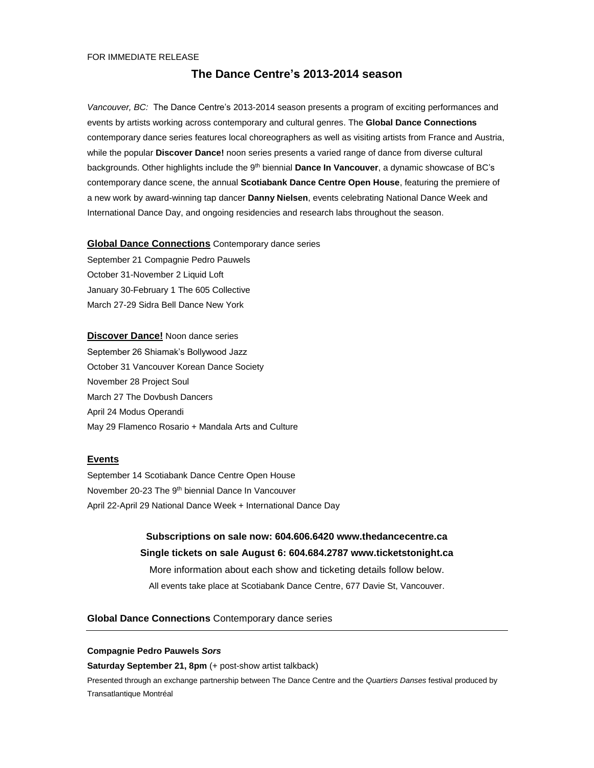FOR IMMEDIATE RELEASE

# The Dance Centre's 2013-2014 season

*Vancouver, BC:* The Dance Centre's 2013-2014 season presents a program of exciting performances and events by artists working across contemporary and cultural genres. The **Global Dance Connections** contemporary dance series features local choreographers as well as visiting artists from France and Austria, while the popular **Discover Dance!** noon series presents a varied range of dance from diverse cultural backgrounds. Other highlights include the 9th biennial **Dance In Vancouver**, a dynamic showcase of BC's contemporary dance scene, the annual **Scotiabank Dance Centre Open House**, featuring the premiere of a new work by award-winning tap dancer **Danny Nielsen**, events celebrating National Dance Week and International Dance Day, and ongoing residencies and research labs throughout the season.

**Global Dance Connections** Contemporary dance series

September 21 Compagnie Pedro Pauwels
October 31-November 2 Liquid Loft
January 30-February 1 The 605 Collective
March 27-29 Sidra Bell Dance New York

**Discover Dance!** Noon dance series

September 26 Shiamak's Bollywood Jazz
October 31 Vancouver Korean Dance Society
November 28 Project Soul
March 27 The Dovbush Dancers
April 24 Modus Operandi
May 29 Flamenco Rosario + Mandala Arts and Culture

**Events**

September 14 Scotiabank Dance Centre Open House
November 20-23 The 9th biennial Dance In Vancouver
April 22-April 29 National Dance Week + International Dance Day

**Subscriptions on sale now: 604.606.6420 www.thedancecentre.ca**
**Single tickets on sale August 6: 604.684.2787 www.ticketstonight.ca**
More information about each show and ticketing details follow below.
All events take place at Scotiabank Dance Centre, 677 Davie St, Vancouver.

## Global Dance Connections Contemporary dance series

---

**Compagnie Pedro Pauwels *Sors***

**Saturday September 21, 8pm** (+ post-show artist talkback)

Presented through an exchange partnership between The Dance Centre and the *Quartiers Danses* festival produced by Transatlantique Montréal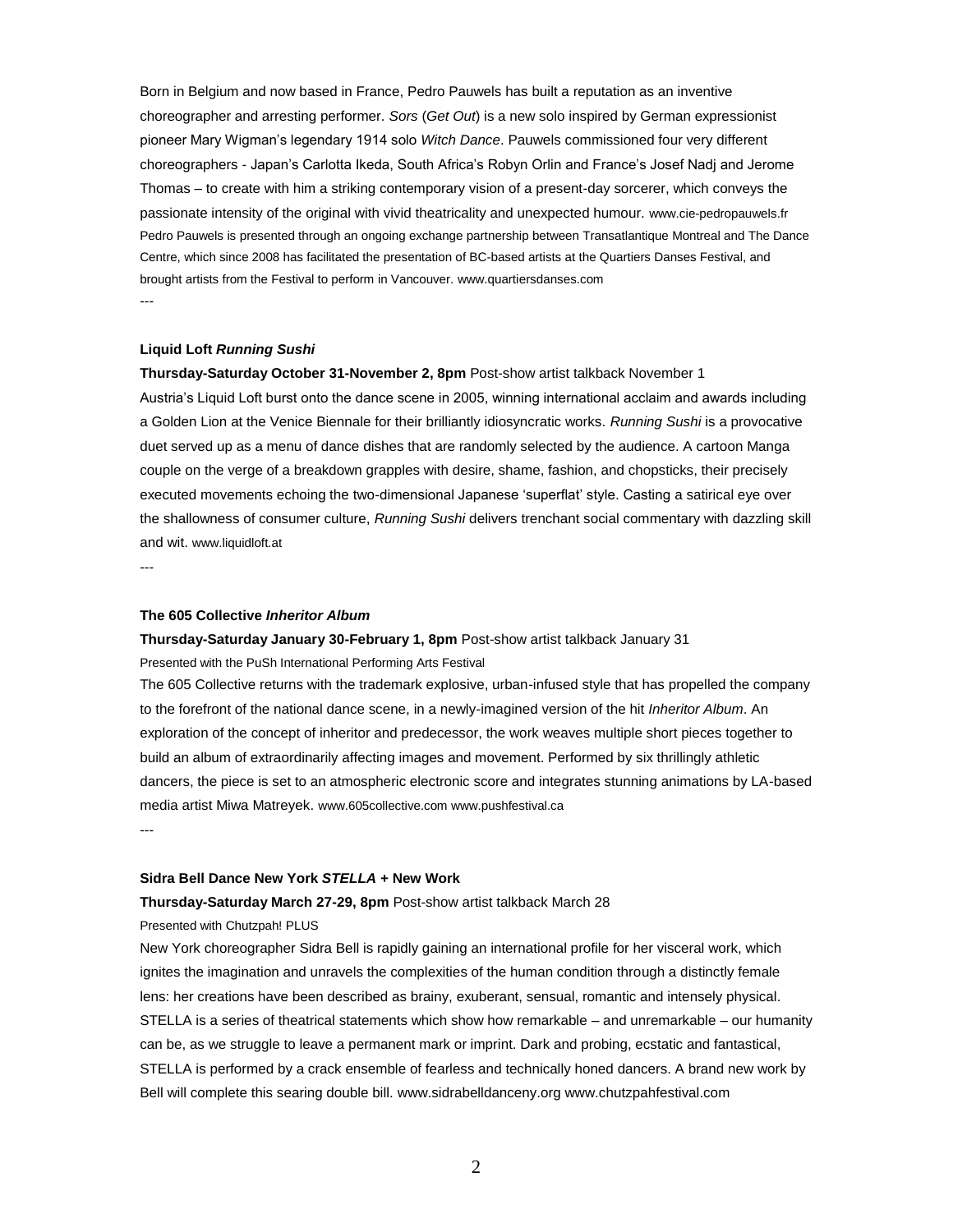Born in Belgium and now based in France, Pedro Pauwels has built a reputation as an inventive choreographer and arresting performer. *Sors* (*Get Out*) is a new solo inspired by German expressionist pioneer Mary Wigman's legendary 1914 solo *Witch Dance*. Pauwels commissioned four very different choreographers - Japan's Carlotta Ikeda, South Africa's Robyn Orlin and France's Josef Nadj and Jerome Thomas – to create with him a striking contemporary vision of a present-day sorcerer, which conveys the passionate intensity of the original with vivid theatricality and unexpected humour. www.cie-pedropauwels.fr
Pedro Pauwels is presented through an ongoing exchange partnership between Transatlantique Montreal and The Dance Centre, which since 2008 has facilitated the presentation of BC-based artists at the Quartiers Danses Festival, and brought artists from the Festival to perform in Vancouver. www.quartiersdanses.com

---

**Liquid Loft *Running Sushi***

**Thursday-Saturday October 31-November 2, 8pm** Post-show artist talkback November 1

Austria's Liquid Loft burst onto the dance scene in 2005, winning international acclaim and awards including a Golden Lion at the Venice Biennale for their brilliantly idiosyncratic works. *Running Sushi* is a provocative duet served up as a menu of dance dishes that are randomly selected by the audience. A cartoon Manga couple on the verge of a breakdown grapples with desire, shame, fashion, and chopsticks, their precisely executed movements echoing the two-dimensional Japanese 'superflat' style. Casting a satirical eye over the shallowness of consumer culture, *Running Sushi* delivers trenchant social commentary with dazzling skill and wit. www.liquidloft.at

---

**The 605 Collective *Inheritor Album***

**Thursday-Saturday January 30-February 1, 8pm** Post-show artist talkback January 31

Presented with the PuSh International Performing Arts Festival

The 605 Collective returns with the trademark explosive, urban-infused style that has propelled the company to the forefront of the national dance scene, in a newly-imagined version of the hit *Inheritor Album*. An exploration of the concept of inheritor and predecessor, the work weaves multiple short pieces together to build an album of extraordinarily affecting images and movement. Performed by six thrillingly athletic dancers, the piece is set to an atmospheric electronic score and integrates stunning animations by LA-based media artist Miwa Matreyek. www.605collective.com www.pushfestival.ca

---

**Sidra Bell Dance New York *STELLA* + New Work**

**Thursday-Saturday March 27-29, 8pm** Post-show artist talkback March 28

Presented with Chutzpah! PLUS

New York choreographer Sidra Bell is rapidly gaining an international profile for her visceral work, which ignites the imagination and unravels the complexities of the human condition through a distinctly female lens: her creations have been described as brainy, exuberant, sensual, romantic and intensely physical. STELLA is a series of theatrical statements which show how remarkable – and unremarkable – our humanity can be, as we struggle to leave a permanent mark or imprint. Dark and probing, ecstatic and fantastical, STELLA is performed by a crack ensemble of fearless and technically honed dancers. A brand new work by Bell will complete this searing double bill. www.sidrabelldanceny.org www.chutzpahfestival.com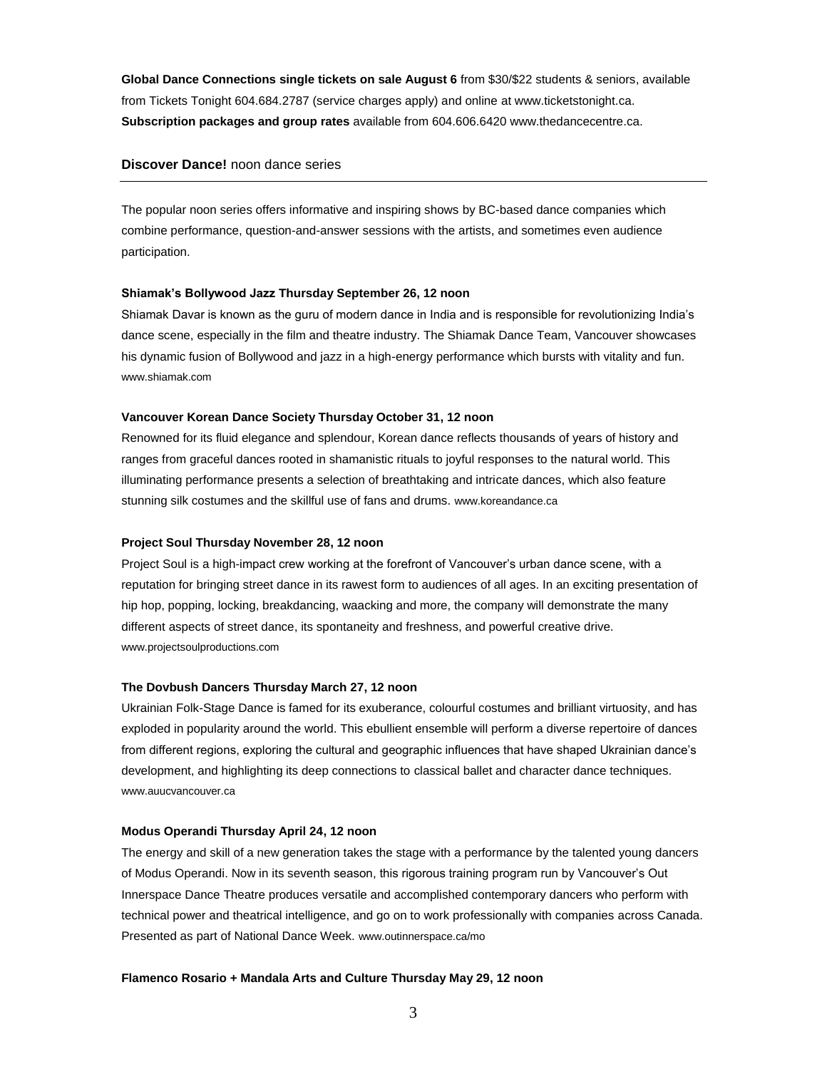**Global Dance Connections single tickets on sale August 6** from $30/$22 students & seniors, available from Tickets Tonight 604.684.2787 (service charges apply) and online at www.ticketstonight.ca. **Subscription packages and group rates** available from 604.606.6420 www.thedancecentre.ca.

## **Discover Dance!** noon dance series

The popular noon series offers informative and inspiring shows by BC-based dance companies which combine performance, question-and-answer sessions with the artists, and sometimes even audience participation.

**Shiamak's Bollywood Jazz Thursday September 26, 12 noon**

Shiamak Davar is known as the guru of modern dance in India and is responsible for revolutionizing India's dance scene, especially in the film and theatre industry. The Shiamak Dance Team, Vancouver showcases his dynamic fusion of Bollywood and jazz in a high-energy performance which bursts with vitality and fun. www.shiamak.com

**Vancouver Korean Dance Society Thursday October 31, 12 noon**

Renowned for its fluid elegance and splendour, Korean dance reflects thousands of years of history and ranges from graceful dances rooted in shamanistic rituals to joyful responses to the natural world. This illuminating performance presents a selection of breathtaking and intricate dances, which also feature stunning silk costumes and the skillful use of fans and drums. www.koreandance.ca

**Project Soul Thursday November 28, 12 noon**

Project Soul is a high-impact crew working at the forefront of Vancouver's urban dance scene, with a reputation for bringing street dance in its rawest form to audiences of all ages. In an exciting presentation of hip hop, popping, locking, breakdancing, waacking and more, the company will demonstrate the many different aspects of street dance, its spontaneity and freshness, and powerful creative drive. www.projectsoulproductions.com

**The Dovbush Dancers Thursday March 27, 12 noon**

Ukrainian Folk-Stage Dance is famed for its exuberance, colourful costumes and brilliant virtuosity, and has exploded in popularity around the world. This ebullient ensemble will perform a diverse repertoire of dances from different regions, exploring the cultural and geographic influences that have shaped Ukrainian dance's development, and highlighting its deep connections to classical ballet and character dance techniques. www.auucvancouver.ca

**Modus Operandi Thursday April 24, 12 noon**

The energy and skill of a new generation takes the stage with a performance by the talented young dancers of Modus Operandi. Now in its seventh season, this rigorous training program run by Vancouver's Out Innerspace Dance Theatre produces versatile and accomplished contemporary dancers who perform with technical power and theatrical intelligence, and go on to work professionally with companies across Canada. Presented as part of National Dance Week. www.outinnerspace.ca/mo

**Flamenco Rosario + Mandala Arts and Culture Thursday May 29, 12 noon**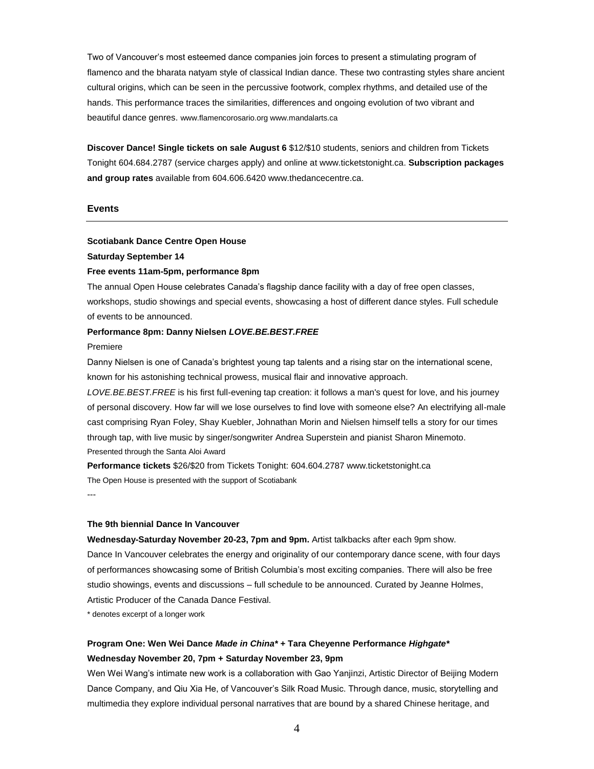Two of Vancouver's most esteemed dance companies join forces to present a stimulating program of flamenco and the bharata natyam style of classical Indian dance. These two contrasting styles share ancient cultural origins, which can be seen in the percussive footwork, complex rhythms, and detailed use of the hands. This performance traces the similarities, differences and ongoing evolution of two vibrant and beautiful dance genres. www.flamencorosario.org www.mandalarts.ca

**Discover Dance! Single tickets on sale August 6** $12/$10 students, seniors and children from Tickets Tonight 604.684.2787 (service charges apply) and online at www.ticketstonight.ca. **Subscription packages and group rates** available from 604.606.6420 www.thedancecentre.ca.

## Events

---

**Scotiabank Dance Centre Open House**

**Saturday September 14**

**Free events 11am-5pm, performance 8pm**

The annual Open House celebrates Canada's flagship dance facility with a day of free open classes, workshops, studio showings and special events, showcasing a host of different dance styles. Full schedule of events to be announced.

**Performance 8pm: Danny Nielsen *LOVE.BE.BEST.FREE***

Premiere

Danny Nielsen is one of Canada's brightest young tap talents and a rising star on the international scene, known for his astonishing technical prowess, musical flair and innovative approach.

*LOVE.BE.BEST.FREE* is his first full-evening tap creation: it follows a man's quest for love, and his journey of personal discovery. How far will we lose ourselves to find love with someone else? An electrifying all-male cast comprising Ryan Foley, Shay Kuebler, Johnathan Morin and Nielsen himself tells a story for our times through tap, with live music by singer/songwriter Andrea Superstein and pianist Sharon Minemoto.

Presented through the Santa Aloi Award

**Performance tickets** $26/$20 from Tickets Tonight: 604.604.2787 www.ticketstonight.ca

The Open House is presented with the support of Scotiabank

---

**The 9th biennial Dance In Vancouver**

**Wednesday-Saturday November 20-23, 7pm and 9pm.** Artist talkbacks after each 9pm show.

Dance In Vancouver celebrates the energy and originality of our contemporary dance scene, with four days of performances showcasing some of British Columbia's most exciting companies. There will also be free studio showings, events and discussions – full schedule to be announced. Curated by Jeanne Holmes, Artistic Producer of the Canada Dance Festival.

* denotes excerpt of a longer work

**Program One: Wen Wei Dance *Made in China** + Tara Cheyenne Performance *Highgate****

**Wednesday November 20, 7pm + Saturday November 23, 9pm**

Wen Wei Wang's intimate new work is a collaboration with Gao Yanjinzi, Artistic Director of Beijing Modern Dance Company, and Qiu Xia He, of Vancouver's Silk Road Music. Through dance, music, storytelling and multimedia they explore individual personal narratives that are bound by a shared Chinese heritage, and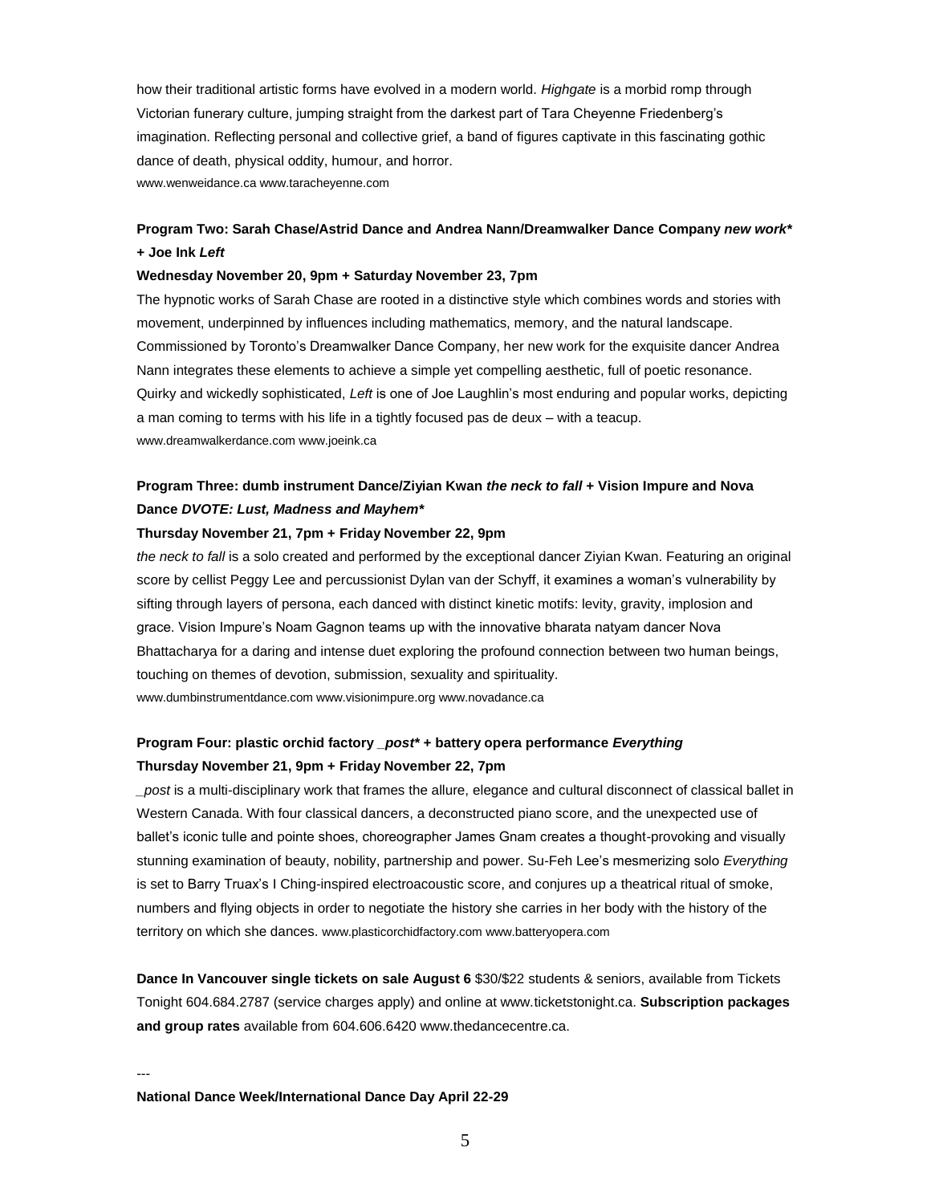how their traditional artistic forms have evolved in a modern world. *Highgate* is a morbid romp through Victorian funerary culture, jumping straight from the darkest part of Tara Cheyenne Friedenberg's imagination. Reflecting personal and collective grief, a band of figures captivate in this fascinating gothic dance of death, physical oddity, humour, and horror.
www.wenweidance.ca www.taracheyenne.com

**Program Two: Sarah Chase/Astrid Dance and Andrea Nann/Dreamwalker Dance Company *new work** + Joe Ink *Left***

**Wednesday November 20, 9pm + Saturday November 23, 7pm**

The hypnotic works of Sarah Chase are rooted in a distinctive style which combines words and stories with movement, underpinned by influences including mathematics, memory, and the natural landscape. Commissioned by Toronto's Dreamwalker Dance Company, her new work for the exquisite dancer Andrea Nann integrates these elements to achieve a simple yet compelling aesthetic, full of poetic resonance. Quirky and wickedly sophisticated, *Left* is one of Joe Laughlin's most enduring and popular works, depicting a man coming to terms with his life in a tightly focused pas de deux – with a teacup.
www.dreamwalkerdance.com www.joeink.ca

**Program Three: dumb instrument Dance/Ziyian Kwan *the neck to fall* + Vision Impure and Nova Dance *DVOTE: Lust, Madness and Mayhem****

**Thursday November 21, 7pm + Friday November 22, 9pm**

*the neck to fall* is a solo created and performed by the exceptional dancer Ziyian Kwan. Featuring an original score by cellist Peggy Lee and percussionist Dylan van der Schyff, it examines a woman's vulnerability by sifting through layers of persona, each danced with distinct kinetic motifs: levity, gravity, implosion and grace. Vision Impure's Noam Gagnon teams up with the innovative bharata natyam dancer Nova Bhattacharya for a daring and intense duet exploring the profound connection between two human beings, touching on themes of devotion, submission, sexuality and spirituality.
www.dumbinstrumentdance.com www.visionimpure.org www.novadance.ca

**Program Four: plastic orchid factory *_post** + battery opera performance *Everything***

**Thursday November 21, 9pm + Friday November 22, 7pm**

*_post* is a multi-disciplinary work that frames the allure, elegance and cultural disconnect of classical ballet in Western Canada. With four classical dancers, a deconstructed piano score, and the unexpected use of ballet's iconic tulle and pointe shoes, choreographer James Gnam creates a thought-provoking and visually stunning examination of beauty, nobility, partnership and power. Su-Feh Lee's mesmerizing solo *Everything* is set to Barry Truax's I Ching-inspired electroacoustic score, and conjures up a theatrical ritual of smoke, numbers and flying objects in order to negotiate the history she carries in her body with the history of the territory on which she dances. www.plasticorchidfactory.com www.batteryopera.com

**Dance In Vancouver single tickets on sale August 6** $30/$22 students & seniors, available from Tickets Tonight 604.684.2787 (service charges apply) and online at www.ticketstonight.ca. **Subscription packages and group rates** available from 604.606.6420 www.thedancecentre.ca.

---

**National Dance Week/International Dance Day April 22-29**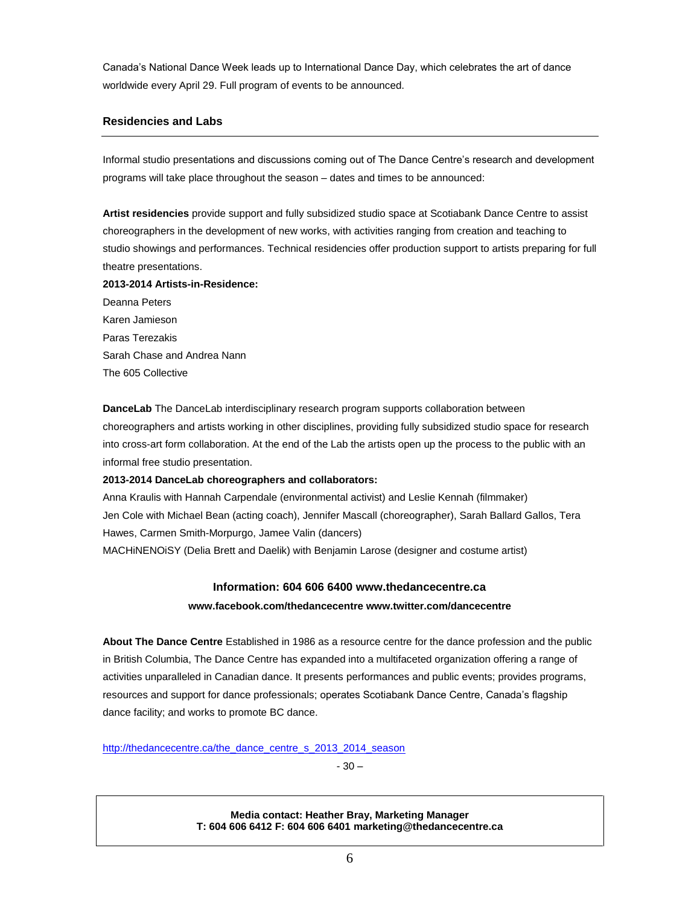Canada's National Dance Week leads up to International Dance Day, which celebrates the art of dance worldwide every April 29. Full program of events to be announced.

## Residencies and Labs

Informal studio presentations and discussions coming out of The Dance Centre's research and development programs will take place throughout the season – dates and times to be announced:

**Artist residencies** provide support and fully subsidized studio space at Scotiabank Dance Centre to assist choreographers in the development of new works, with activities ranging from creation and teaching to studio showings and performances. Technical residencies offer production support to artists preparing for full theatre presentations.

**2013-2014 Artists-in-Residence:**
Deanna Peters
Karen Jamieson
Paras Terezakis
Sarah Chase and Andrea Nann
The 605 Collective

**DanceLab** The DanceLab interdisciplinary research program supports collaboration between choreographers and artists working in other disciplines, providing fully subsidized studio space for research into cross-art form collaboration. At the end of the Lab the artists open up the process to the public with an informal free studio presentation.

**2013-2014 DanceLab choreographers and collaborators:**
Anna Kraulis with Hannah Carpendale (environmental activist) and Leslie Kennah (filmmaker)
Jen Cole with Michael Bean (acting coach), Jennifer Mascall (choreographer), Sarah Ballard Gallos, Tera Hawes, Carmen Smith-Morpurgo, Jamee Valin (dancers)
MACHiNENOiSY (Delia Brett and Daelik) with Benjamin Larose (designer and costume artist)

**Information: 604 606 6400 www.thedancecentre.ca**
**www.facebook.com/thedancecentre www.twitter.com/dancecentre**

**About The Dance Centre** Established in 1986 as a resource centre for the dance profession and the public in British Columbia, The Dance Centre has expanded into a multifaceted organization offering a range of activities unparalleled in Canadian dance. It presents performances and public events; provides programs, resources and support for dance professionals; operates Scotiabank Dance Centre, Canada's flagship dance facility; and works to promote BC dance.

http://thedancecentre.ca/the_dance_centre_s_2013_2014_season

- 30 –

**Media contact: Heather Bray, Marketing Manager**
**T: 604 606 6412 F: 604 606 6401 marketing@thedancecentre.ca**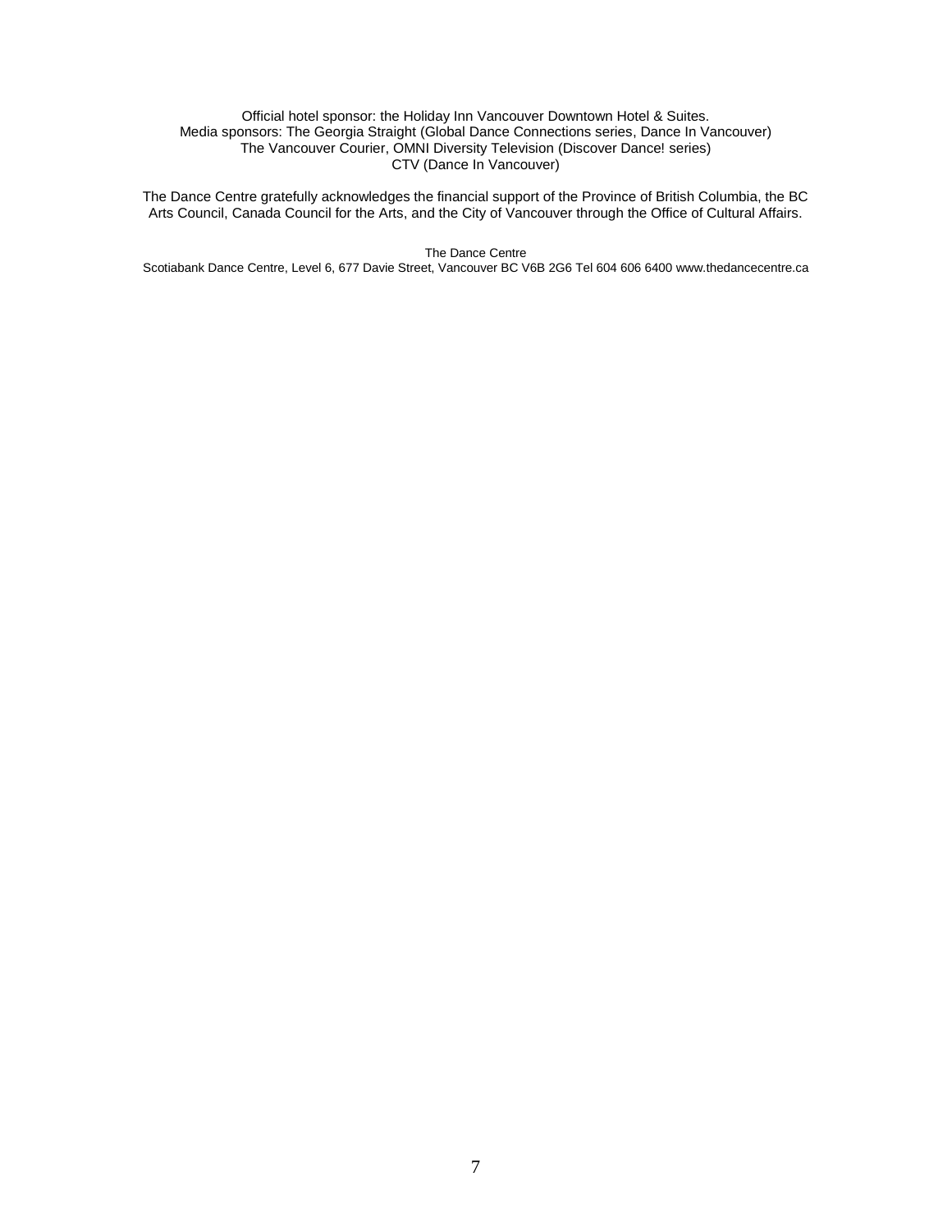Official hotel sponsor: the Holiday Inn Vancouver Downtown Hotel & Suites.
Media sponsors: The Georgia Straight (Global Dance Connections series, Dance In Vancouver)
The Vancouver Courier, OMNI Diversity Television (Discover Dance! series)
CTV (Dance In Vancouver)

The Dance Centre gratefully acknowledges the financial support of the Province of British Columbia, the BC Arts Council, Canada Council for the Arts, and the City of Vancouver through the Office of Cultural Affairs.

The Dance Centre
Scotiabank Dance Centre, Level 6, 677 Davie Street, Vancouver BC V6B 2G6 Tel 604 606 6400 www.thedancecentre.ca